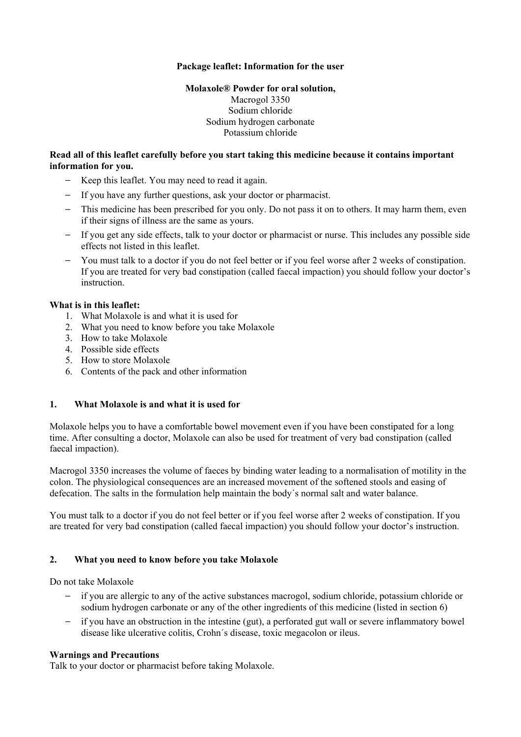**Package leaflet: Information for the user**

**Molaxole® Powder for oral solution,**
Macrogol 3350
Sodium chloride
Sodium hydrogen carbonate
Potassium chloride

**Read all of this leaflet carefully before you start taking this medicine because it contains important information for you.**

- Keep this leaflet. You may need to read it again.
- If you have any further questions, ask your doctor or pharmacist.
- This medicine has been prescribed for you only. Do not pass it on to others. It may harm them, even if their signs of illness are the same as yours.
- If you get any side effects, talk to your doctor or pharmacist or nurse. This includes any possible side effects not listed in this leaflet.
- You must talk to a doctor if you do not feel better or if you feel worse after 2 weeks of constipation. If you are treated for very bad constipation (called faecal impaction) you should follow your doctor's instruction.

**What is in this leaflet:**

1. What Molaxole is and what it is used for
2. What you need to know before you take Molaxole
3. How to take Molaxole
4. Possible side effects
5. How to store Molaxole
6. Contents of the pack and other information

## 1. What Molaxole is and what it is used for

Molaxole helps you to have a comfortable bowel movement even if you have been constipated for a long time. After consulting a doctor, Molaxole can also be used for treatment of very bad constipation (called faecal impaction).

Macrogol 3350 increases the volume of faeces by binding water leading to a normalisation of motility in the colon. The physiological consequences are an increased movement of the softened stools and easing of defecation. The salts in the formulation help maintain the body´s normal salt and water balance.

You must talk to a doctor if you do not feel better or if you feel worse after 2 weeks of constipation. If you are treated for very bad constipation (called faecal impaction) you should follow your doctor's instruction.

## 2. What you need to know before you take Molaxole

Do not take Molaxole

- if you are allergic to any of the active substances macrogol, sodium chloride, potassium chloride or sodium hydrogen carbonate or any of the other ingredients of this medicine (listed in section 6)
- if you have an obstruction in the intestine (gut), a perforated gut wall or severe inflammatory bowel disease like ulcerative colitis, Crohn´s disease, toxic megacolon or ileus.

**Warnings and Precautions**
Talk to your doctor or pharmacist before taking Molaxole.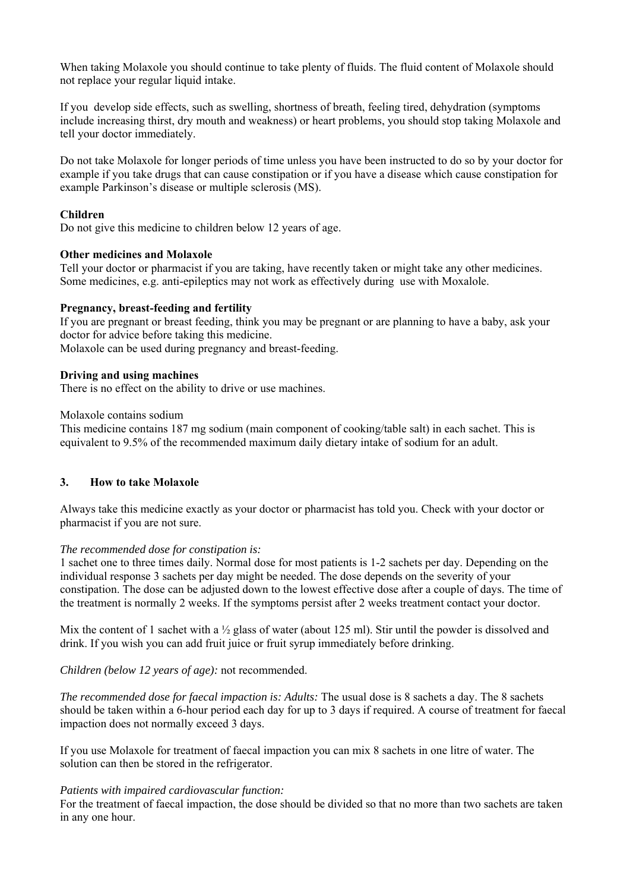When taking Molaxole you should continue to take plenty of fluids. The fluid content of Molaxole should not replace your regular liquid intake.

If you develop side effects, such as swelling, shortness of breath, feeling tired, dehydration (symptoms include increasing thirst, dry mouth and weakness) or heart problems, you should stop taking Molaxole and tell your doctor immediately.

Do not take Molaxole for longer periods of time unless you have been instructed to do so by your doctor for example if you take drugs that can cause constipation or if you have a disease which cause constipation for example Parkinson's disease or multiple sclerosis (MS).

**Children**
Do not give this medicine to children below 12 years of age.

**Other medicines and Molaxole**
Tell your doctor or pharmacist if you are taking, have recently taken or might take any other medicines. Some medicines, e.g. anti-epileptics may not work as effectively during use with Moxalole.

**Pregnancy, breast-feeding and fertility**
If you are pregnant or breast feeding, think you may be pregnant or are planning to have a baby, ask your doctor for advice before taking this medicine.
Molaxole can be used during pregnancy and breast-feeding.

**Driving and using machines**
There is no effect on the ability to drive or use machines.

Molaxole contains sodium
This medicine contains 187 mg sodium (main component of cooking/table salt) in each sachet. This is equivalent to 9.5% of the recommended maximum daily dietary intake of sodium for an adult.

## 3. How to take Molaxole

Always take this medicine exactly as your doctor or pharmacist has told you. Check with your doctor or pharmacist if you are not sure.

*The recommended dose for constipation is:*
1 sachet one to three times daily. Normal dose for most patients is 1-2 sachets per day. Depending on the individual response 3 sachets per day might be needed. The dose depends on the severity of your constipation. The dose can be adjusted down to the lowest effective dose after a couple of days. The time of the treatment is normally 2 weeks. If the symptoms persist after 2 weeks treatment contact your doctor.

Mix the content of 1 sachet with a ½ glass of water (about 125 ml). Stir until the powder is dissolved and drink. If you wish you can add fruit juice or fruit syrup immediately before drinking.

*Children (below 12 years of age):* not recommended.

*The recommended dose for faecal impaction is: Adults:* The usual dose is 8 sachets a day. The 8 sachets should be taken within a 6-hour period each day for up to 3 days if required. A course of treatment for faecal impaction does not normally exceed 3 days.

If you use Molaxole for treatment of faecal impaction you can mix 8 sachets in one litre of water. The solution can then be stored in the refrigerator.

*Patients with impaired cardiovascular function:*
For the treatment of faecal impaction, the dose should be divided so that no more than two sachets are taken in any one hour.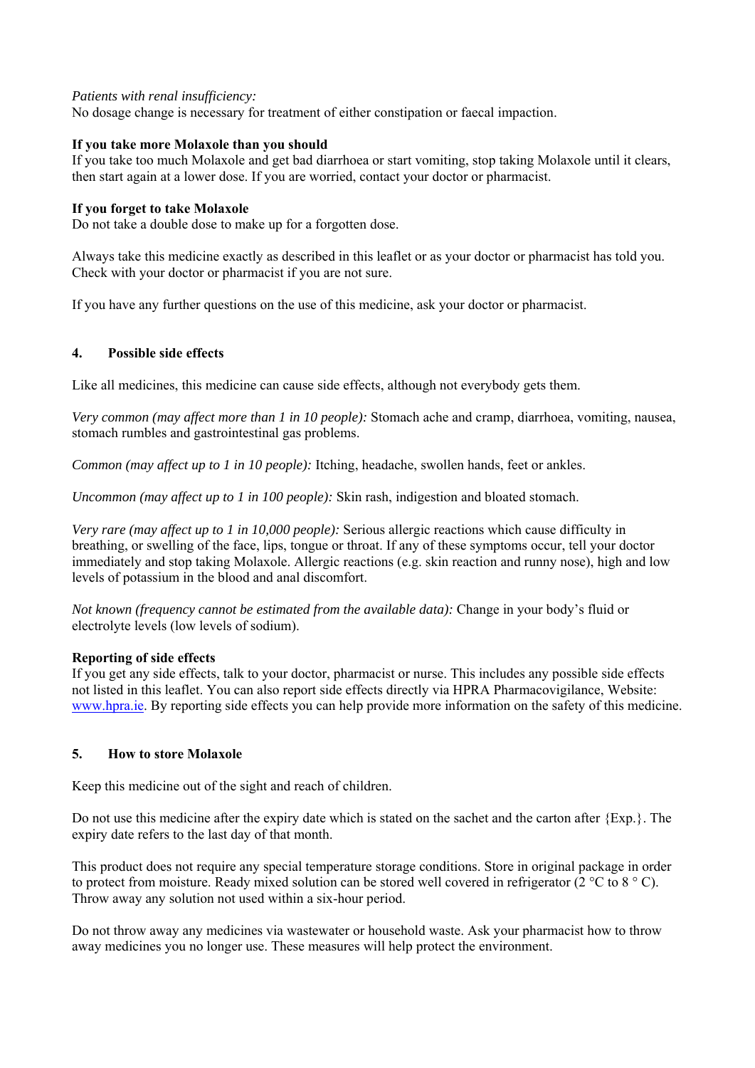*Patients with renal insufficiency:*
No dosage change is necessary for treatment of either constipation or faecal impaction.

**If you take more Molaxole than you should**
If you take too much Molaxole and get bad diarrhoea or start vomiting, stop taking Molaxole until it clears, then start again at a lower dose. If you are worried, contact your doctor or pharmacist.

**If you forget to take Molaxole**
Do not take a double dose to make up for a forgotten dose.

Always take this medicine exactly as described in this leaflet or as your doctor or pharmacist has told you. Check with your doctor or pharmacist if you are not sure.

If you have any further questions on the use of this medicine, ask your doctor or pharmacist.

## 4. Possible side effects

Like all medicines, this medicine can cause side effects, although not everybody gets them.

*Very common (may affect more than 1 in 10 people):* Stomach ache and cramp, diarrhoea, vomiting, nausea, stomach rumbles and gastrointestinal gas problems.

*Common (may affect up to 1 in 10 people):* Itching, headache, swollen hands, feet or ankles.

*Uncommon (may affect up to 1 in 100 people):* Skin rash, indigestion and bloated stomach.

*Very rare (may affect up to 1 in 10,000 people):* Serious allergic reactions which cause difficulty in breathing, or swelling of the face, lips, tongue or throat. If any of these symptoms occur, tell your doctor immediately and stop taking Molaxole. Allergic reactions (e.g. skin reaction and runny nose), high and low levels of potassium in the blood and anal discomfort.

*Not known (frequency cannot be estimated from the available data):* Change in your body's fluid or electrolyte levels (low levels of sodium).

**Reporting of side effects**
If you get any side effects, talk to your doctor, pharmacist or nurse. This includes any possible side effects not listed in this leaflet. You can also report side effects directly via HPRA Pharmacovigilance, Website: www.hpra.ie. By reporting side effects you can help provide more information on the safety of this medicine.

## 5. How to store Molaxole

Keep this medicine out of the sight and reach of children.

Do not use this medicine after the expiry date which is stated on the sachet and the carton after {Exp.}. The expiry date refers to the last day of that month.

This product does not require any special temperature storage conditions. Store in original package in order to protect from moisture. Ready mixed solution can be stored well covered in refrigerator (2 °C to 8 ° C). Throw away any solution not used within a six-hour period.

Do not throw away any medicines via wastewater or household waste. Ask your pharmacist how to throw away medicines you no longer use. These measures will help protect the environment.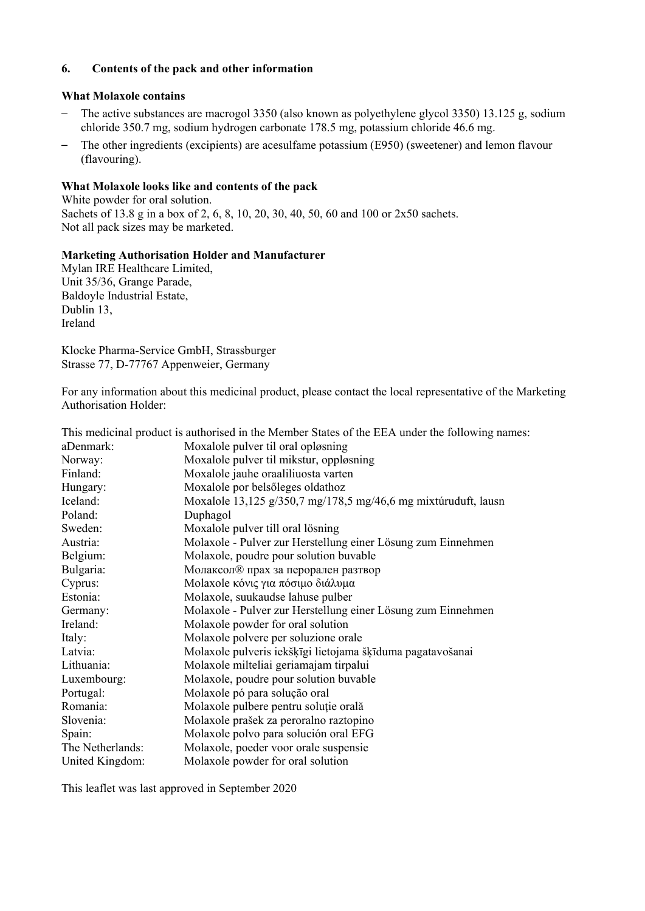## 6. Contents of the pack and other information

### What Molaxole contains

- The active substances are macrogol 3350 (also known as polyethylene glycol 3350) 13.125 g, sodium chloride 350.7 mg, sodium hydrogen carbonate 178.5 mg, potassium chloride 46.6 mg.
- The other ingredients (excipients) are acesulfame potassium (E950) (sweetener) and lemon flavour (flavouring).

### What Molaxole looks like and contents of the pack

White powder for oral solution.
Sachets of 13.8 g in a box of 2, 6, 8, 10, 20, 30, 40, 50, 60 and 100 or 2x50 sachets.
Not all pack sizes may be marketed.

### Marketing Authorisation Holder and Manufacturer

Mylan IRE Healthcare Limited,
Unit 35/36, Grange Parade,
Baldoyle Industrial Estate,
Dublin 13,
Ireland

Klocke Pharma-Service GmbH, Strassburger
Strasse 77, D-77767 Appenweier, Germany

For any information about this medicinal product, please contact the local representative of the Marketing Authorisation Holder:

This medicinal product is authorised in the Member States of the EEA under the following names:

| | |
|---|---|
| aDenmark: | Moxalole pulver til oral opløsning |
| Norway: | Moxalole pulver til mikstur, oppløsning |
| Finland: | Moxalole jauhe oraaliliuosta varten |
| Hungary: | Moxalole por belsőleges oldathoz |
| Iceland: | Moxalole 13,125 g/350,7 mg/178,5 mg/46,6 mg mixtúruduft, lausn |
| Poland: | Duphagol |
| Sweden: | Moxalole pulver till oral lösning |
| Austria: | Molaxole - Pulver zur Herstellung einer Lösung zum Einnehmen |
| Belgium: | Molaxole, poudre pour solution buvable |
| Bulgaria: | Молаксол® прах за перорален разтвор |
| Cyprus: | Molaxole κόνις για πόσιμο διάλυμα |
| Estonia: | Molaxole, suukaudse lahuse pulber |
| Germany: | Molaxole - Pulver zur Herstellung einer Lösung zum Einnehmen |
| Ireland: | Molaxole powder for oral solution |
| Italy: | Molaxole polvere per soluzione orale |
| Latvia: | Molaxole pulveris iekšķīgi lietojama šķīduma pagatavošanai |
| Lithuania: | Molaxole milteliai geriamajam tirpalui |
| Luxembourg: | Molaxole, poudre pour solution buvable |
| Portugal: | Molaxole pó para solução oral |
| Romania: | Molaxole pulbere pentru soluție orală |
| Slovenia: | Molaxole prašek za peroralno raztopino |
| Spain: | Molaxole polvo para solución oral EFG |
| The Netherlands: | Molaxole, poeder voor orale suspensie |
| United Kingdom: | Molaxole powder for oral solution |

This leaflet was last approved in September 2020